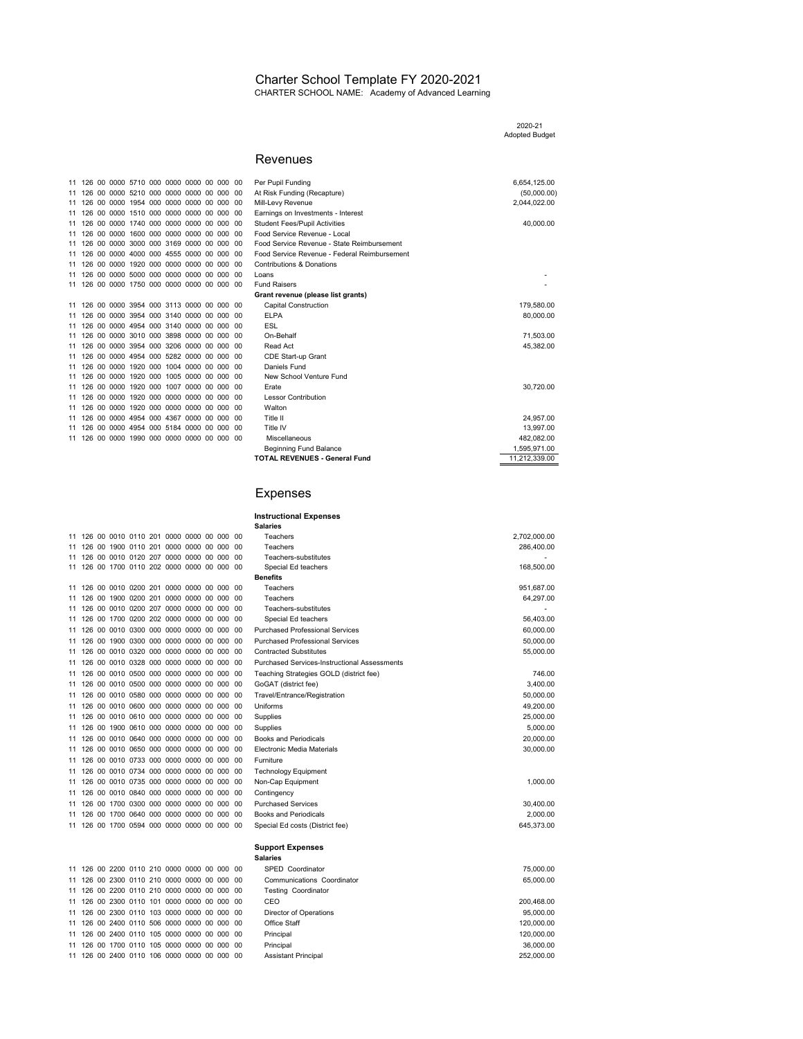# Charter School Template FY 2020-2021

CHARTER SCHOOL NAME: Academy of Advanced Learning

## Revenues

| Account Code | Description | 2020-21 Adopted Budget |
|---|---|---|
| 11 126 00 0000 5710 000 0000 0000 00 000 00 | Per Pupil Funding | 6,654,125.00 |
| 11 126 00 0000 5210 000 0000 0000 00 000 00 | At Risk Funding (Recapture) | (50,000.00) |
| 11 126 00 0000 1954 000 0000 0000 00 000 00 | Mill-Levy Revenue | 2,044,022.00 |
| 11 126 00 0000 1510 000 0000 0000 00 000 00 | Earnings on Investments - Interest | |
| 11 126 00 0000 1740 000 0000 0000 00 000 00 | Student Fees/Pupil Activities | 40,000.00 |
| 11 126 00 0000 1600 000 0000 0000 00 000 00 | Food Service Revenue - Local | |
| 11 126 00 0000 3000 000 3169 0000 00 000 00 | Food Service Revenue - State Reimbursement | |
| 11 126 00 0000 4000 000 4555 0000 00 000 00 | Food Service Revenue - Federal Reimbursement | |
| 11 126 00 0000 1920 000 0000 0000 00 000 00 | Contributions & Donations | |
| 11 126 00 0000 5000 000 0000 0000 00 000 00 | Loans | - |
| 11 126 00 0000 1750 000 0000 0000 00 000 00 | Fund Raisers | - |
| | **Grant revenue (please list grants)** | |
| 11 126 00 0000 3954 000 3113 0000 00 000 00 | Capital Construction | 179,580.00 |
| 11 126 00 0000 3954 000 3140 0000 00 000 00 | ELPA | 80,000.00 |
| 11 126 00 0000 4954 000 3140 0000 00 000 00 | ESL | |
| 11 126 00 0000 3010 000 3898 0000 00 000 00 | On-Behalf | 71,503.00 |
| 11 126 00 0000 3954 000 3206 0000 00 000 00 | Read Act | 45,382.00 |
| 11 126 00 0000 4954 000 5282 0000 00 000 00 | CDE Start-up Grant | |
| 11 126 00 0000 1920 000 1004 0000 00 000 00 | Daniels Fund | |
| 11 126 00 0000 1920 000 1005 0000 00 000 00 | New School Venture Fund | |
| 11 126 00 0000 1920 000 1007 0000 00 000 00 | Erate | 30,720.00 |
| 11 126 00 0000 1920 000 0000 0000 00 000 00 | Lessor Contribution | |
| 11 126 00 0000 1920 000 0000 0000 00 000 00 | Walton | |
| 11 126 00 0000 4954 000 4367 0000 00 000 00 | Title II | 24,957.00 |
| 11 126 00 0000 4954 000 5184 0000 00 000 00 | Title IV | 13,997.00 |
| 11 126 00 0000 1990 000 0000 0000 00 000 00 | Miscellaneous | 482,082.00 |
| | Beginning Fund Balance | 1,595,971.00 |
| | **TOTAL REVENUES - General Fund** | 11,212,339.00 |

## Expenses

| Account Code | Description | 2020-21 Adopted Budget |
|---|---|---|
| | **Instructional Expenses** | |
| | **Salaries** | |
| 11 126 00 0010 0110 201 0000 0000 00 000 00 | Teachers | 2,702,000.00 |
| 11 126 00 1900 0110 201 0000 0000 00 000 00 | Teachers | 286,400.00 |
| 11 126 00 0010 0120 207 0000 0000 00 000 00 | Teachers-substitutes | - |
| 11 126 00 1700 0110 202 0000 0000 00 000 00 | Special Ed teachers | 168,500.00 |
| | **Benefits** | |
| 11 126 00 0010 0200 201 0000 0000 00 000 00 | Teachers | 951,687.00 |
| 11 126 00 1900 0200 201 0000 0000 00 000 00 | Teachers | 64,297.00 |
| 11 126 00 0010 0200 207 0000 0000 00 000 00 | Teachers-substitutes | - |
| 11 126 00 1700 0200 202 0000 0000 00 000 00 | Special Ed teachers | 56,403.00 |
| 11 126 00 0010 0300 000 0000 0000 00 000 00 | Purchased Professional Services | 60,000.00 |
| 11 126 00 1900 0300 000 0000 0000 00 000 00 | Purchased Professional Services | 50,000.00 |
| 11 126 00 0010 0320 000 0000 0000 00 000 00 | Contracted Substitutes | 55,000.00 |
| 11 126 00 0010 0328 000 0000 0000 00 000 00 | Purchased Services-Instructional Assessments | |
| 11 126 00 0010 0500 000 0000 0000 00 000 00 | Teaching Strategies GOLD (district fee) | 746.00 |
| 11 126 00 0010 0500 000 0000 0000 00 000 00 | GoGAT (district fee) | 3,400.00 |
| 11 126 00 0010 0580 000 0000 0000 00 000 00 | Travel/Entrance/Registration | 50,000.00 |
| 11 126 00 0010 0600 000 0000 0000 00 000 00 | Uniforms | 49,200.00 |
| 11 126 00 0010 0610 000 0000 0000 00 000 00 | Supplies | 25,000.00 |
| 11 126 00 1900 0610 000 0000 0000 00 000 00 | Supplies | 5,000.00 |
| 11 126 00 0010 0640 000 0000 0000 00 000 00 | Books and Periodicals | 20,000.00 |
| 11 126 00 0010 0650 000 0000 0000 00 000 00 | Electronic Media Materials | 30,000.00 |
| 11 126 00 0010 0733 000 0000 0000 00 000 00 | Furniture | |
| 11 126 00 0010 0734 000 0000 0000 00 000 00 | Technology Equipment | |
| 11 126 00 0010 0735 000 0000 0000 00 000 00 | Non-Cap Equipment | 1,000.00 |
| 11 126 00 0010 0840 000 0000 0000 00 000 00 | Contingency | |
| 11 126 00 1700 0300 000 0000 0000 00 000 00 | Purchased Services | 30,400.00 |
| 11 126 00 1700 0640 000 0000 0000 00 000 00 | Books and Periodicals | 2,000.00 |
| 11 126 00 1700 0594 000 0000 0000 00 000 00 | Special Ed costs (District fee) | 645,373.00 |
| | **Support Expenses** | |
| | **Salaries** | |
| 11 126 00 2200 0110 210 0000 0000 00 000 00 | SPED Coordinator | 75,000.00 |
| 11 126 00 2300 0110 210 0000 0000 00 000 00 | Communications Coordinator | 65,000.00 |
| 11 126 00 2200 0110 210 0000 0000 00 000 00 | Testing Coordinator | |
| 11 126 00 2300 0110 101 0000 0000 00 000 00 | CEO | 200,468.00 |
| 11 126 00 2300 0110 103 0000 0000 00 000 00 | Director of Operations | 95,000.00 |
| 11 126 00 2400 0110 506 0000 0000 00 000 00 | Office Staff | 120,000.00 |
| 11 126 00 2400 0110 105 0000 0000 00 000 00 | Principal | 120,000.00 |
| 11 126 00 1700 0110 105 0000 0000 00 000 00 | Principal | 36,000.00 |
| 11 126 00 2400 0110 106 0000 0000 00 000 00 | Assistant Principal | 252,000.00 |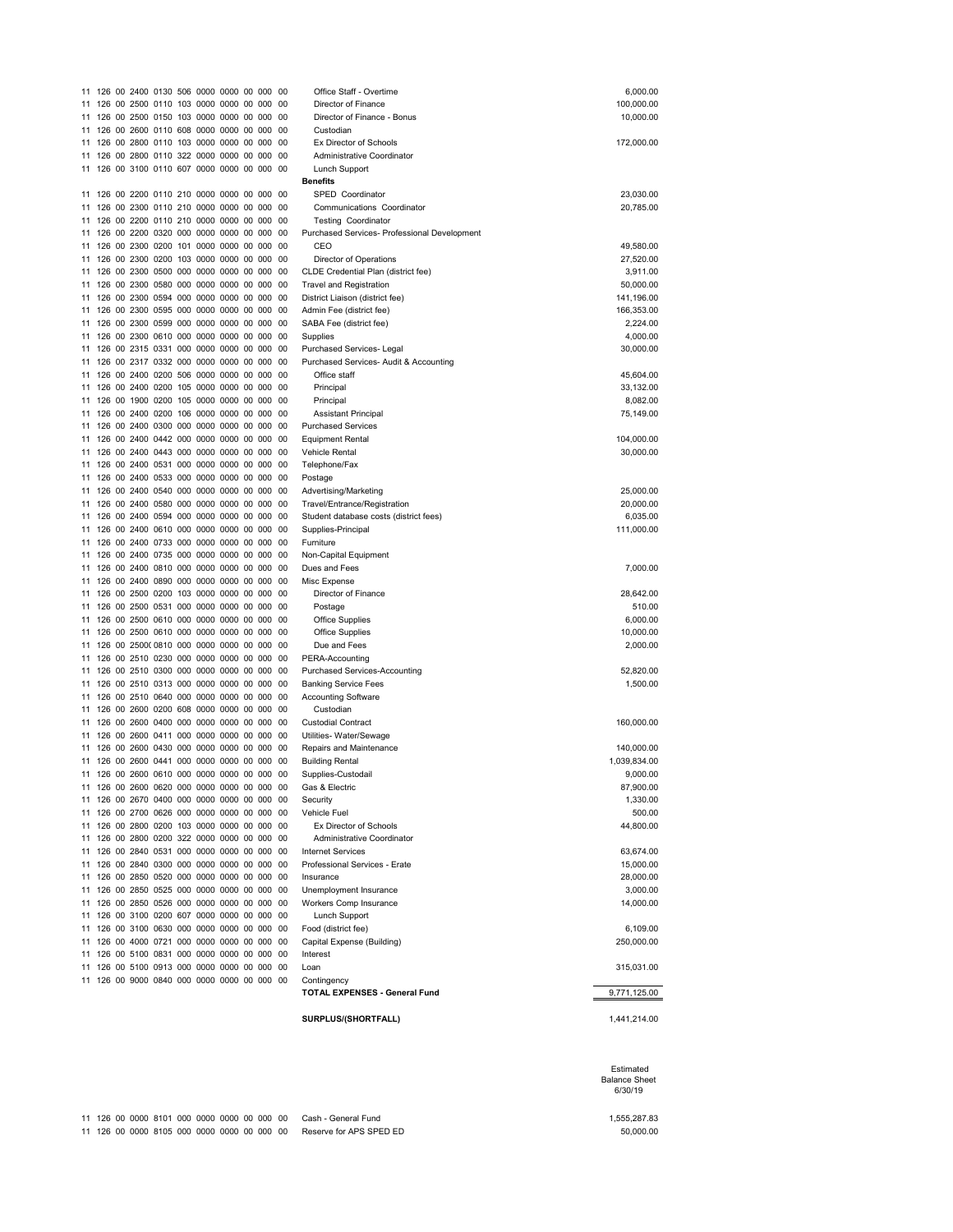| | | |
|---|---|---|
| 11 126 00 2400 0130 506 0000 0000 00 000 00 | Office Staff - Overtime | 6,000.00 |
| 11 126 00 2500 0110 103 0000 0000 00 000 00 | Director of Finance | 100,000.00 |
| 11 126 00 2500 0150 103 0000 0000 00 000 00 | Director of Finance - Bonus | 10,000.00 |
| 11 126 00 2600 0110 608 0000 0000 00 000 00 | Custodian | |
| 11 126 00 2800 0110 103 0000 0000 00 000 00 | Ex Director of Schools | 172,000.00 |
| 11 126 00 2800 0110 322 0000 0000 00 000 00 | Administrative Coordinator | |
| 11 126 00 3100 0110 607 0000 0000 00 000 00 | Lunch Support | |
| | **Benefits** | |
| 11 126 00 2200 0110 210 0000 0000 00 000 00 | SPED Coordinator | 23,030.00 |
| 11 126 00 2300 0110 210 0000 0000 00 000 00 | Communications Coordinator | 20,785.00 |
| 11 126 00 2200 0110 210 0000 0000 00 000 00 | Testing Coordinator | |
| 11 126 00 2200 0320 000 0000 0000 00 000 00 | Purchased Services- Professional Development | |
| 11 126 00 2300 0200 101 0000 0000 00 000 00 | CEO | 49,580.00 |
| 11 126 00 2300 0200 103 0000 0000 00 000 00 | Director of Operations | 27,520.00 |
| 11 126 00 2300 0500 000 0000 0000 00 000 00 | CLDE Credential Plan (district fee) | 3,911.00 |
| 11 126 00 2300 0580 000 0000 0000 00 000 00 | Travel and Registration | 50,000.00 |
| 11 126 00 2300 0594 000 0000 0000 00 000 00 | District Liaison (district fee) | 141,196.00 |
| 11 126 00 2300 0595 000 0000 0000 00 000 00 | Admin Fee (district fee) | 166,353.00 |
| 11 126 00 2300 0599 000 0000 0000 00 000 00 | SABA Fee (district fee) | 2,224.00 |
| 11 126 00 2300 0610 000 0000 0000 00 000 00 | Supplies | 4,000.00 |
| 11 126 00 2315 0331 000 0000 0000 00 000 00 | Purchased Services- Legal | 30,000.00 |
| 11 126 00 2317 0332 000 0000 0000 00 000 00 | Purchased Services- Audit & Accounting | |
| 11 126 00 2400 0200 506 0000 0000 00 000 00 | Office staff | 45,604.00 |
| 11 126 00 2400 0200 105 0000 0000 00 000 00 | Principal | 33,132.00 |
| 11 126 00 1900 0200 105 0000 0000 00 000 00 | Principal | 8,082.00 |
| 11 126 00 2400 0200 106 0000 0000 00 000 00 | Assistant Principal | 75,149.00 |
| 11 126 00 2400 0300 000 0000 0000 00 000 00 | Purchased Services | |
| 11 126 00 2400 0442 000 0000 0000 00 000 00 | Equipment Rental | 104,000.00 |
| 11 126 00 2400 0443 000 0000 0000 00 000 00 | Vehicle Rental | 30,000.00 |
| 11 126 00 2400 0531 000 0000 0000 00 000 00 | Telephone/Fax | |
| 11 126 00 2400 0533 000 0000 0000 00 000 00 | Postage | |
| 11 126 00 2400 0540 000 0000 0000 00 000 00 | Advertising/Marketing | 25,000.00 |
| 11 126 00 2400 0580 000 0000 0000 00 000 00 | Travel/Entrance/Registration | 20,000.00 |
| 11 126 00 2400 0594 000 0000 0000 00 000 00 | Student database costs (district fees) | 6,035.00 |
| 11 126 00 2400 0610 000 0000 0000 00 000 00 | Supplies-Principal | 111,000.00 |
| 11 126 00 2400 0733 000 0000 0000 00 000 00 | Furniture | |
| 11 126 00 2400 0735 000 0000 0000 00 000 00 | Non-Capital Equipment | |
| 11 126 00 2400 0810 000 0000 0000 00 000 00 | Dues and Fees | 7,000.00 |
| 11 126 00 2400 0890 000 0000 0000 00 000 00 | Misc Expense | |
| 11 126 00 2500 0200 103 0000 0000 00 000 00 | Director of Finance | 28,642.00 |
| 11 126 00 2500 0531 000 0000 0000 00 000 00 | Postage | 510.00 |
| 11 126 00 2500 0610 000 0000 0000 00 000 00 | Office Supplies | 6,000.00 |
| 11 126 00 2500 0610 000 0000 0000 00 000 00 | Office Supplies | 10,000.00 |
| 11 126 00 2500( 0810 000 0000 0000 00 000 00 | Due and Fees | 2,000.00 |
| 11 126 00 2510 0230 000 0000 0000 00 000 00 | PERA-Accounting | |
| 11 126 00 2510 0300 000 0000 0000 00 000 00 | Purchased Services-Accounting | 52,820.00 |
| 11 126 00 2510 0313 000 0000 0000 00 000 00 | Banking Service Fees | 1,500.00 |
| 11 126 00 2510 0640 000 0000 0000 00 000 00 | Accounting Software | |
| 11 126 00 2600 0200 608 0000 0000 00 000 00 | Custodian | |
| 11 126 00 2600 0400 000 0000 0000 00 000 00 | Custodial Contract | 160,000.00 |
| 11 126 00 2600 0411 000 0000 0000 00 000 00 | Utilities- Water/Sewage | |
| 11 126 00 2600 0430 000 0000 0000 00 000 00 | Repairs and Maintenance | 140,000.00 |
| 11 126 00 2600 0441 000 0000 0000 00 000 00 | Building Rental | 1,039,834.00 |
| 11 126 00 2600 0610 000 0000 0000 00 000 00 | Supplies-Custodail | 9,000.00 |
| 11 126 00 2600 0620 000 0000 0000 00 000 00 | Gas & Electric | 87,900.00 |
| 11 126 00 2670 0400 000 0000 0000 00 000 00 | Security | 1,330.00 |
| 11 126 00 2700 0626 000 0000 0000 00 000 00 | Vehicle Fuel | 500.00 |
| 11 126 00 2800 0200 103 0000 0000 00 000 00 | Ex Director of Schools | 44,800.00 |
| 11 126 00 2800 0200 322 0000 0000 00 000 00 | Administrative Coordinator | |
| 11 126 00 2840 0531 000 0000 0000 00 000 00 | Internet Services | 63,674.00 |
| 11 126 00 2840 0300 000 0000 0000 00 000 00 | Professional Services - Erate | 15,000.00 |
| 11 126 00 2850 0520 000 0000 0000 00 000 00 | Insurance | 28,000.00 |
| 11 126 00 2850 0525 000 0000 0000 00 000 00 | Unemployment Insurance | 3,000.00 |
| 11 126 00 2850 0526 000 0000 0000 00 000 00 | Workers Comp Insurance | 14,000.00 |
| 11 126 00 3100 0200 607 0000 0000 00 000 00 | Lunch Support | |
| 11 126 00 3100 0630 000 0000 0000 00 000 00 | Food (district fee) | 6,109.00 |
| 11 126 00 4000 0721 000 0000 0000 00 000 00 | Capital Expense (Building) | 250,000.00 |
| 11 126 00 5100 0831 000 0000 0000 00 000 00 | Interest | |
| 11 126 00 5100 0913 000 0000 0000 00 000 00 | Loan | 315,031.00 |
| 11 126 00 9000 0840 000 0000 0000 00 000 00 | Contingency | |
| | **TOTAL EXPENSES - General Fund** | 9,771,125.00 |
| | | |
| | **SURPLUS/(SHORTFALL)** | 1,441,214.00 |

| | | Estimated Balance Sheet 6/30/19 |
|---|---|---|
| 11 126 00 0000 8101 000 0000 0000 00 000 00 | Cash - General Fund | 1,555,287.83 |
| 11 126 00 0000 8105 000 0000 0000 00 000 00 | Reserve for APS SPED ED | 50,000.00 |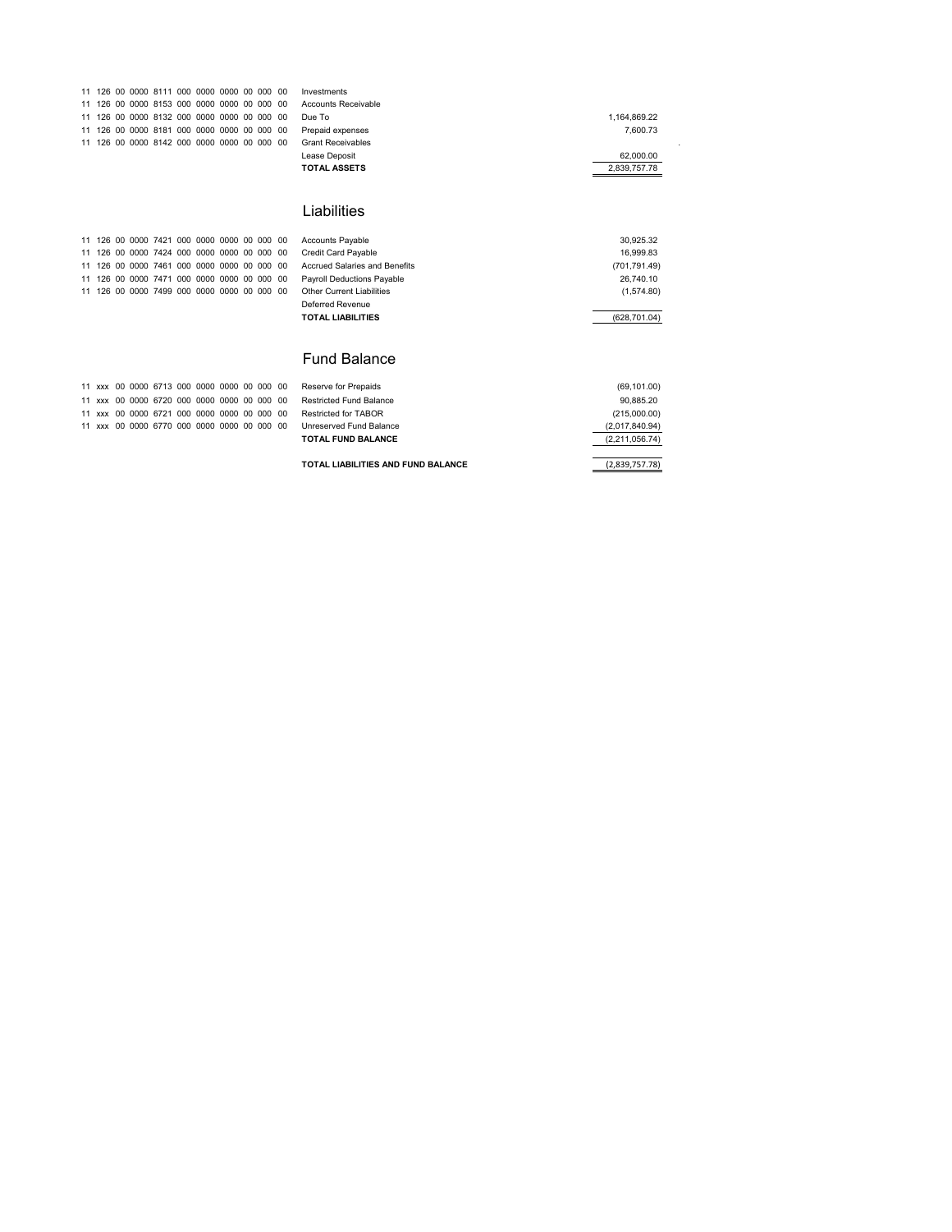| | | |
|---|---|---|
| 11 126 00 0000 8111 000 0000 0000 00 000 00 | Investments | |
| 11 126 00 0000 8153 000 0000 0000 00 000 00 | Accounts Receivable | |
| 11 126 00 0000 8132 000 0000 0000 00 000 00 | Due To | 1,164,869.22 |
| 11 126 00 0000 8181 000 0000 0000 00 000 00 | Prepaid expenses | 7,600.73 |
| 11 126 00 0000 8142 000 0000 0000 00 000 00 | Grant Receivables | |
| | Lease Deposit | 62,000.00 |
| | **TOTAL ASSETS** | 2,839,757.78 |

## Liabilities

| | | |
|---|---|---|
| 11 126 00 0000 7421 000 0000 0000 00 000 00 | Accounts Payable | 30,925.32 |
| 11 126 00 0000 7424 000 0000 0000 00 000 00 | Credit Card Payable | 16,999.83 |
| 11 126 00 0000 7461 000 0000 0000 00 000 00 | Accrued Salaries and Benefits | (701,791.49) |
| 11 126 00 0000 7471 000 0000 0000 00 000 00 | Payroll Deductions Payable | 26,740.10 |
| 11 126 00 0000 7499 000 0000 0000 00 000 00 | Other Current Liabilities | (1,574.80) |
| | Deferred Revenue | |
| | **TOTAL LIABILITIES** | (628,701.04) |

## Fund Balance

| | | |
|---|---|---|
| 11 xxx 00 0000 6713 000 0000 0000 00 000 00 | Reserve for Prepaids | (69,101.00) |
| 11 xxx 00 0000 6720 000 0000 0000 00 000 00 | Restricted Fund Balance | 90,885.20 |
| 11 xxx 00 0000 6721 000 0000 0000 00 000 00 | Restricted for TABOR | (215,000.00) |
| 11 xxx 00 0000 6770 000 0000 0000 00 000 00 | Unreserved Fund Balance | (2,017,840.94) |
| | **TOTAL FUND BALANCE** | (2,211,056.74) |
| | **TOTAL LIABILITIES AND FUND BALANCE** | (2,839,757.78) |